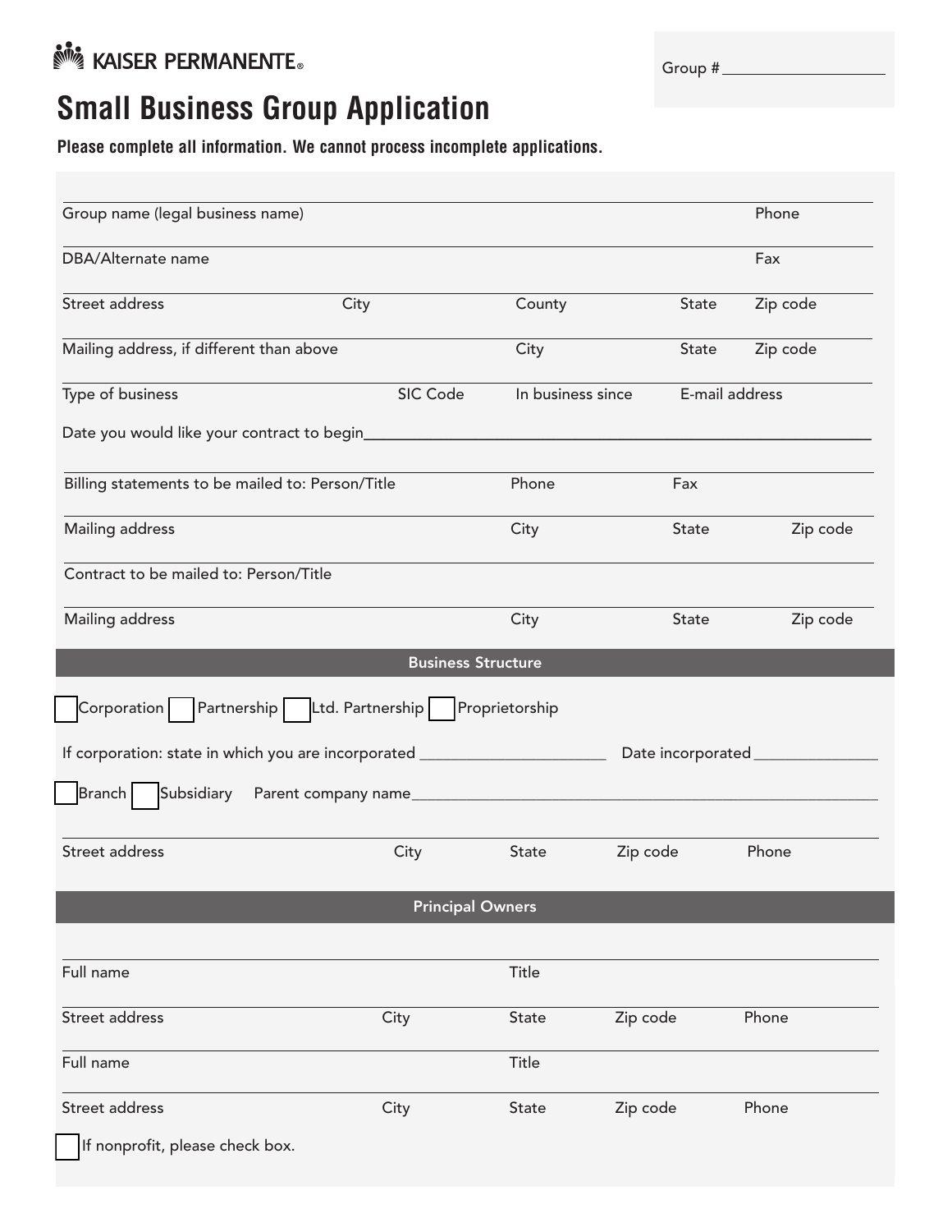KAISER PERMANENTE®

Group # ___________________

# Small Business Group Application

**Please complete all information. We cannot process incomplete applications.**

Group name (legal business name) | Phone

DBA/Alternate name | Fax

Street address | City | County | State | Zip code

Mailing address, if different than above | City | State | Zip code

Type of business | SIC Code | In business since | E-mail address

Date you would like your contract to begin___________________________________________

Billing statements to be mailed to: Person/Title | Phone | Fax

Mailing address | City | State | Zip code

Contract to be mailed to: Person/Title

Mailing address | City | State | Zip code

## Business Structure

☐ Corporation ☐ Partnership ☐ Ltd. Partnership ☐ Proprietorship

If corporation: state in which you are incorporated ______________________ Date incorporated _______________

☐ Branch ☐ Subsidiary Parent company name_______________________________________________

Street address | City | State | Zip code | Phone

## Principal Owners

Full name | Title

Street address | City | State | Zip code | Phone

Full name | Title

Street address | City | State | Zip code | Phone

☐ If nonprofit, please check box.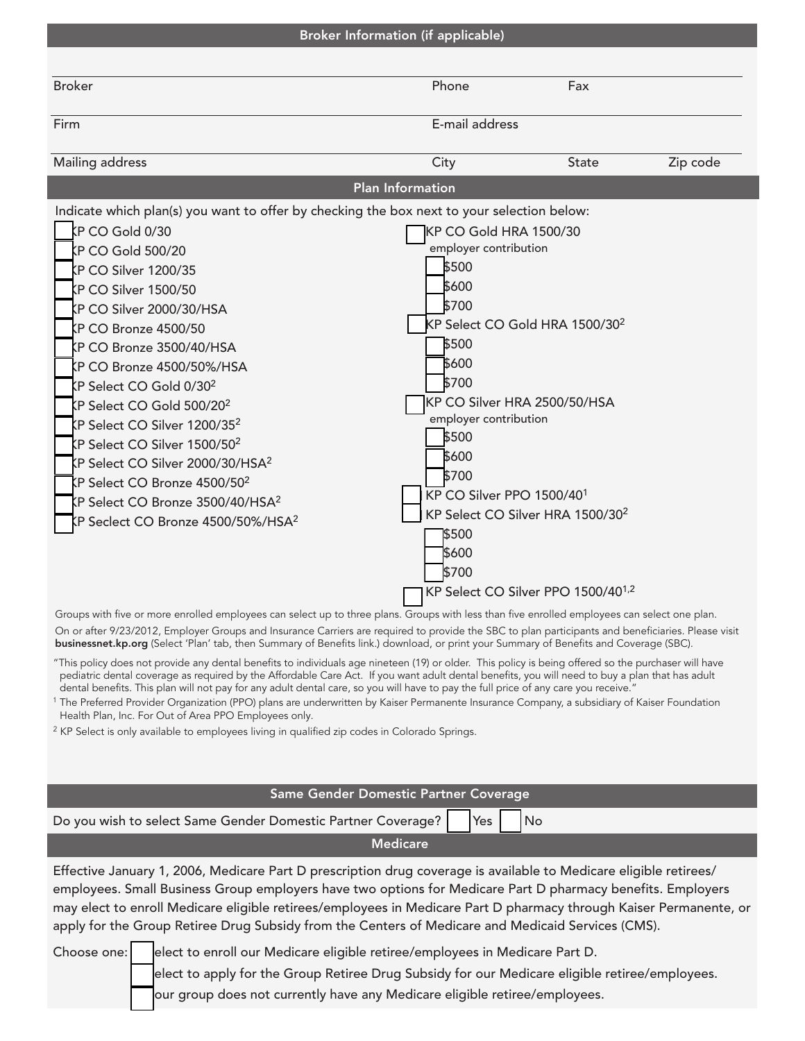## Broker Information (if applicable)

| | | | |
|---|---|---|---|
| Broker | Phone | Fax | |
| Firm | E-mail address | | |
| Mailing address | City | State | Zip code |

## Plan Information

Indicate which plan(s) you want to offer by checking the box next to your selection below:

- ☐ KP CO Gold 0/30
- ☐ KP CO Gold 500/20
- ☐ KP CO Silver 1200/35
- ☐ KP CO Silver 1500/50
- ☐ KP CO Silver 2000/30/HSA
- ☐ KP CO Bronze 4500/50
- ☐ KP CO Bronze 3500/40/HSA
- ☐ KP CO Bronze 4500/50%/HSA
- ☐ KP Select CO Gold 0/30[2]
- ☐ KP Select CO Gold 500/20[2]
- ☐ KP Select CO Silver 1200/35[2]
- ☐ KP Select CO Silver 1500/50[2]
- ☐ KP Select CO Silver 2000/30/HSA[2]
- ☐ KP Select CO Bronze 4500/50[2]
- ☐ KP Select CO Bronze 3500/40/HSA[2]
- ☐ KP Seclect CO Bronze 4500/50%/HSA[2]

- ☐ KP CO Gold HRA 1500/30
  employer contribution
  - ☐ $500
  - ☐ $600
  - ☐ $700
- ☐ KP Select CO Gold HRA 1500/30[2]
  - ☐ $500
  - ☐ $600
  - ☐ $700
- ☐ KP CO Silver HRA 2500/50/HSA
  employer contribution
  - ☐ $500
  - ☐ $600
  - ☐ $700
- ☐ KP CO Silver PPO 1500/40[1]
- ☐ KP Select CO Silver HRA 1500/30[2]
  - ☐ $500
  - ☐ $600
  - ☐ $700
- ☐ KP Select CO Silver PPO 1500/40[1,2]

Groups with five or more enrolled employees can select up to three plans. Groups with less than five enrolled employees can select one plan.

On or after 9/23/2012, Employer Groups and Insurance Carriers are required to provide the SBC to plan participants and beneficiaries. Please visit **businessnet.kp.org** (Select 'Plan' tab, then Summary of Benefits link.) download, or print your Summary of Benefits and Coverage (SBC).

"This policy does not provide any dental benefits to individuals age nineteen (19) or older. This policy is being offered so the purchaser will have pediatric dental coverage as required by the Affordable Care Act. If you want adult dental benefits, you will need to buy a plan that has adult dental benefits. This plan will not pay for any adult dental care, so you will have to pay the full price of any care you receive."

[1] The Preferred Provider Organization (PPO) plans are underwritten by Kaiser Permanente Insurance Company, a subsidiary of Kaiser Foundation Health Plan, Inc. For Out of Area PPO Employees only.

[2] KP Select is only available to employees living in qualified zip codes in Colorado Springs.

## Same Gender Domestic Partner Coverage

Do you wish to select Same Gender Domestic Partner Coverage? ☐ Yes ☐ No

## Medicare

Effective January 1, 2006, Medicare Part D prescription drug coverage is available to Medicare eligible retirees/employees. Small Business Group employers have two options for Medicare Part D pharmacy benefits. Employers may elect to enroll Medicare eligible retirees/employees in Medicare Part D pharmacy through Kaiser Permanente, or apply for the Group Retiree Drug Subsidy from the Centers of Medicare and Medicaid Services (CMS).

Choose one:
- ☐ elect to enroll our Medicare eligible retiree/employees in Medicare Part D.
- ☐ elect to apply for the Group Retiree Drug Subsidy for our Medicare eligible retiree/employees.
- ☐ our group does not currently have any Medicare eligible retiree/employees.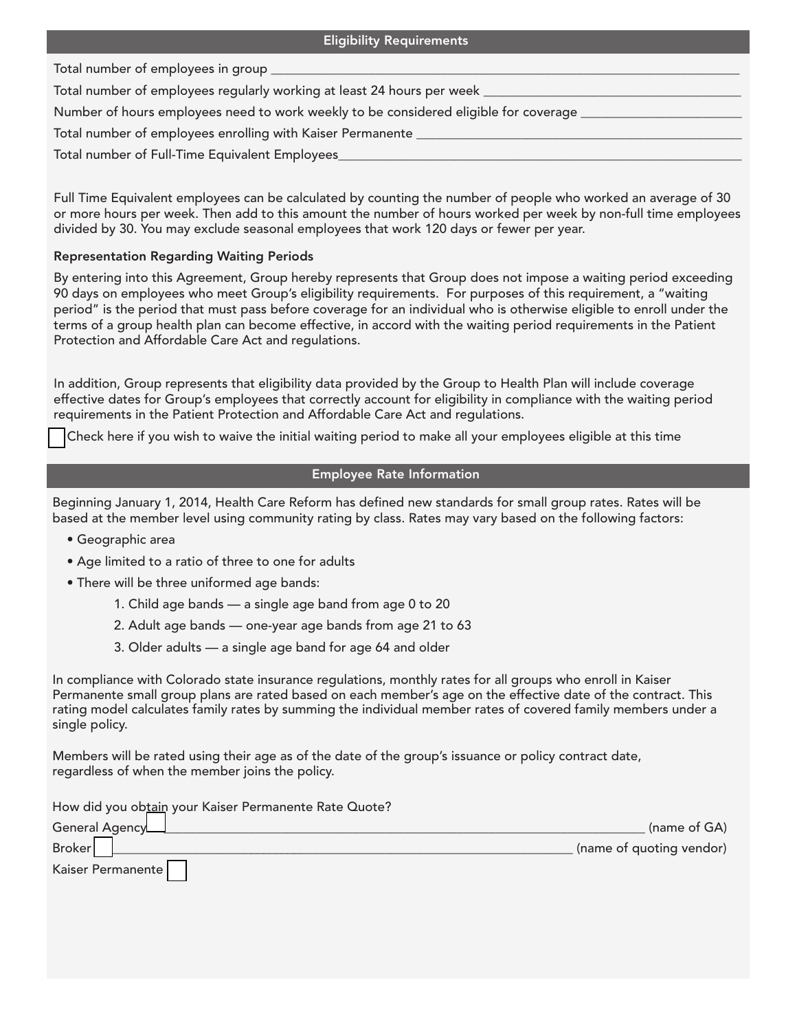## Eligibility Requirements

Total number of employees in group ____________________________________________

Total number of employees regularly working at least 24 hours per week ____________________

Number of hours employees need to work weekly to be considered eligible for coverage ____________

Total number of employees enrolling with Kaiser Permanente ____________________________

Total number of Full-Time Equivalent Employees____________________________________

Full Time Equivalent employees can be calculated by counting the number of people who worked an average of 30 or more hours per week. Then add to this amount the number of hours worked per week by non-full time employees divided by 30. You may exclude seasonal employees that work 120 days or fewer per year.

**Representation Regarding Waiting Periods**

By entering into this Agreement, Group hereby represents that Group does not impose a waiting period exceeding 90 days on employees who meet Group's eligibility requirements. For purposes of this requirement, a "waiting period" is the period that must pass before coverage for an individual who is otherwise eligible to enroll under the terms of a group health plan can become effective, in accord with the waiting period requirements in the Patient Protection and Affordable Care Act and regulations.

In addition, Group represents that eligibility data provided by the Group to Health Plan will include coverage effective dates for Group's employees that correctly account for eligibility in compliance with the waiting period requirements in the Patient Protection and Affordable Care Act and regulations.

☐ Check here if you wish to waive the initial waiting period to make all your employees eligible at this time

## Employee Rate Information

Beginning January 1, 2014, Health Care Reform has defined new standards for small group rates. Rates will be based at the member level using community rating by class. Rates may vary based on the following factors:

- Geographic area
- Age limited to a ratio of three to one for adults
- There will be three uniformed age bands:
  1. Child age bands — a single age band from age 0 to 20
  2. Adult age bands — one-year age bands from age 21 to 63
  3. Older adults — a single age band for age 64 and older

In compliance with Colorado state insurance regulations, monthly rates for all groups who enroll in Kaiser Permanente small group plans are rated based on each member's age on the effective date of the contract. This rating model calculates family rates by summing the individual member rates of covered family members under a single policy.

Members will be rated using their age as of the date of the group's issuance or policy contract date, regardless of when the member joins the policy.

How did you obtain your Kaiser Permanente Rate Quote?

General Agency ☐ ____________________________________________ (name of GA)

Broker ☐ ____________________________________________ (name of quoting vendor)

Kaiser Permanente ☐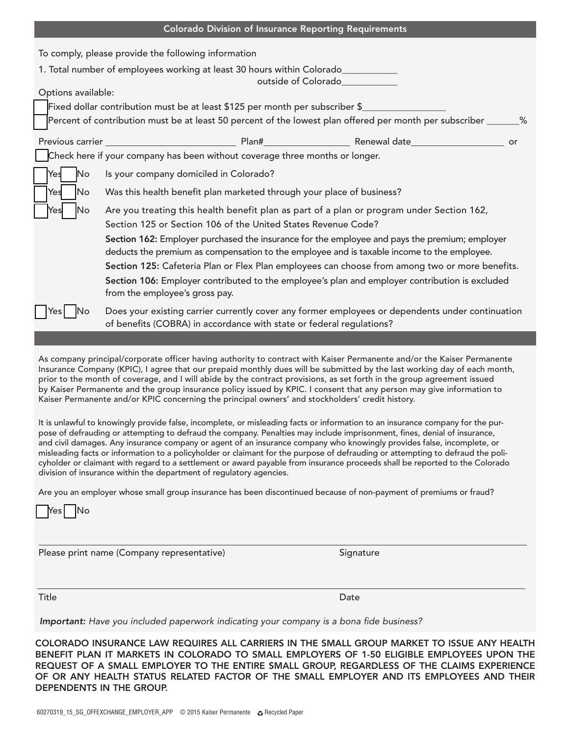## Colorado Division of Insurance Reporting Requirements

To comply, please provide the following information

1. Total number of employees working at least 30 hours within Colorado\_\_\_\_\_\_\_\_\_\_\_\_
   outside of Colorado\_\_\_\_\_\_\_\_\_\_\_\_

Options available:

☐ Fixed dollar contribution must be at least $125 per month per subscriber $\_\_\_\_\_\_\_\_\_\_\_\_\_\_\_\_\_

☐ Percent of contribution must be at least 50 percent of the lowest plan offered per month per subscriber \_\_\_\_\_\_\_%

Previous carrier \_\_\_\_\_\_\_\_\_\_\_\_\_\_\_\_\_\_\_\_\_\_\_\_\_\_\_ Plan#\_\_\_\_\_\_\_\_\_\_\_\_\_\_\_\_\_\_ Renewal date\_\_\_\_\_\_\_\_\_\_\_\_\_\_\_\_\_\_\_\_ or

☐ Check here if your company has been without coverage three months or longer.

☐ Yes ☐ No Is your company domiciled in Colorado?

☐ Yes ☐ No Was this health benefit plan marketed through your place of business?

☐ Yes ☐ No Are you treating this health benefit plan as part of a plan or program under Section 162, Section 125 or Section 106 of the United States Revenue Code?

**Section 162:** Employer purchased the insurance for the employee and pays the premium; employer deducts the premium as compensation to the employee and is taxable income to the employee.

**Section 125:** Cafeteria Plan or Flex Plan employees can choose from among two or more benefits.

**Section 106:** Employer contributed to the employee's plan and employer contribution is excluded from the employee's gross pay.

☐ Yes ☐ No Does your existing carrier currently cover any former employees or dependents under continuation of benefits (COBRA) in accordance with state or federal regulations?

As company principal/corporate officer having authority to contract with Kaiser Permanente and/or the Kaiser Permanente Insurance Company (KPIC), I agree that our prepaid monthly dues will be submitted by the last working day of each month, prior to the month of coverage, and I will abide by the contract provisions, as set forth in the group agreement issued by Kaiser Permanente and the group insurance policy issued by KPIC. I consent that any person may give information to Kaiser Permanente and/or KPIC concerning the principal owners' and stockholders' credit history.

It is unlawful to knowingly provide false, incomplete, or misleading facts or information to an insurance company for the purpose of defrauding or attempting to defraud the company. Penalties may include imprisonment, fines, denial of insurance, and civil damages. Any insurance company or agent of an insurance company who knowingly provides false, incomplete, or misleading facts or information to a policyholder or claimant for the purpose of defrauding or attempting to defraud the policyholder or claimant with regard to a settlement or award payable from insurance proceeds shall be reported to the Colorado division of insurance within the department of regulatory agencies.

Are you an employer whose small group insurance has been discontinued because of non-payment of premiums or fraud?

☐ Yes ☐ No

Please print name (Company representative) \_\_\_\_\_\_\_\_\_\_\_\_\_\_\_\_\_\_\_\_ Signature \_\_\_\_\_\_\_\_\_\_\_\_\_\_\_\_\_\_\_\_

Title \_\_\_\_\_\_\_\_\_\_\_\_\_\_\_\_\_\_\_\_ Date \_\_\_\_\_\_\_\_\_\_\_\_\_\_\_\_\_\_\_\_

***Important:*** *Have you included paperwork indicating your company is a bona fide business?*

COLORADO INSURANCE LAW REQUIRES ALL CARRIERS IN THE SMALL GROUP MARKET TO ISSUE ANY HEALTH BENEFIT PLAN IT MARKETS IN COLORADO TO SMALL EMPLOYERS OF 1-50 ELIGIBLE EMPLOYEES UPON THE REQUEST OF A SMALL EMPLOYER TO THE ENTIRE SMALL GROUP, REGARDLESS OF THE CLAIMS EXPERIENCE OF OR ANY HEALTH STATUS RELATED FACTOR OF THE SMALL EMPLOYER AND ITS EMPLOYEES AND THEIR DEPENDENTS IN THE GROUP.

60270319_15_SG_OFFEXCHANGE_EMPLOYER_APP © 2015 Kaiser Permanente Recycled Paper